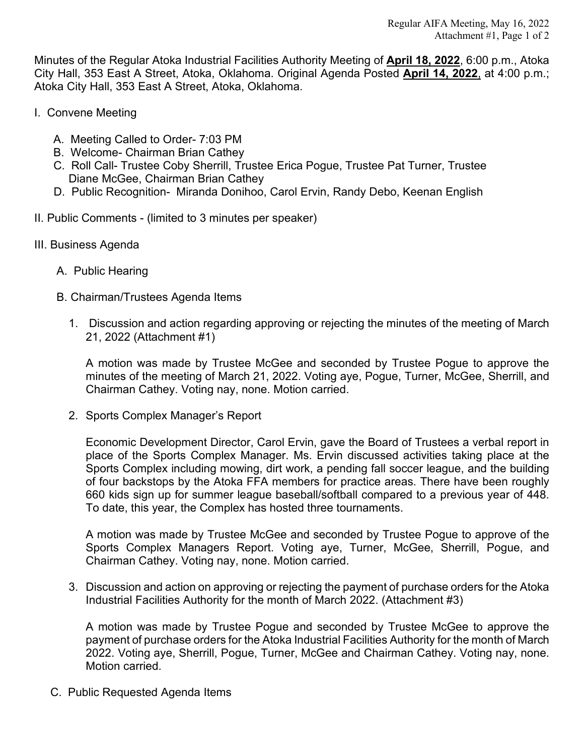Minutes of the Regular Atoka Industrial Facilities Authority Meeting of **April 18, 2022**, 6:00 p.m., Atoka City Hall, 353 East A Street, Atoka, Oklahoma. Original Agenda Posted **April 14, 2022**, at 4:00 p.m.; Atoka City Hall, 353 East A Street, Atoka, Oklahoma.

I. Convene Meeting

   A. Meeting Called to Order- 7:03 PM
   B. Welcome- Chairman Brian Cathey
   C. Roll Call- Trustee Coby Sherrill, Trustee Erica Pogue, Trustee Pat Turner, Trustee Diane McGee, Chairman Brian Cathey
   D. Public Recognition- Miranda Donihoo, Carol Ervin, Randy Debo, Keenan English

II. Public Comments - (limited to 3 minutes per speaker)

III. Business Agenda

   A. Public Hearing

   B. Chairman/Trustees Agenda Items

      1. Discussion and action regarding approving or rejecting the minutes of the meeting of March 21, 2022 (Attachment #1)

         A motion was made by Trustee McGee and seconded by Trustee Pogue to approve the minutes of the meeting of March 21, 2022. Voting aye, Pogue, Turner, McGee, Sherrill, and Chairman Cathey. Voting nay, none. Motion carried.

      2. Sports Complex Manager's Report

         Economic Development Director, Carol Ervin, gave the Board of Trustees a verbal report in place of the Sports Complex Manager. Ms. Ervin discussed activities taking place at the Sports Complex including mowing, dirt work, a pending fall soccer league, and the building of four backstops by the Atoka FFA members for practice areas. There have been roughly 660 kids sign up for summer league baseball/softball compared to a previous year of 448. To date, this year, the Complex has hosted three tournaments.

         A motion was made by Trustee McGee and seconded by Trustee Pogue to approve of the Sports Complex Managers Report. Voting aye, Turner, McGee, Sherrill, Pogue, and Chairman Cathey. Voting nay, none. Motion carried.

      3. Discussion and action on approving or rejecting the payment of purchase orders for the Atoka Industrial Facilities Authority for the month of March 2022. (Attachment #3)

         A motion was made by Trustee Pogue and seconded by Trustee McGee to approve the payment of purchase orders for the Atoka Industrial Facilities Authority for the month of March 2022. Voting aye, Sherrill, Pogue, Turner, McGee and Chairman Cathey. Voting nay, none. Motion carried.

   C. Public Requested Agenda Items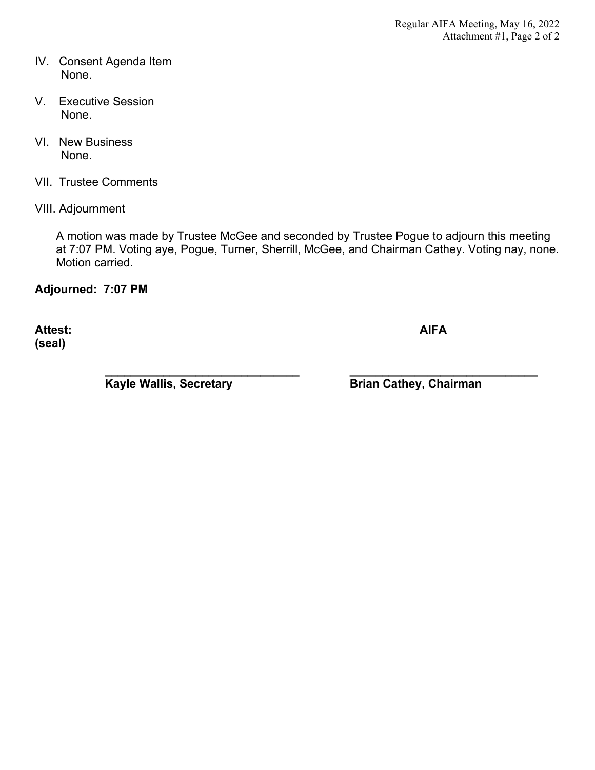IV. Consent Agenda Item
None.

V. Executive Session
None.

VI. New Business
None.

VII. Trustee Comments

VIII. Adjournment

A motion was made by Trustee McGee and seconded by Trustee Pogue to adjourn this meeting at 7:07 PM. Voting aye, Pogue, Turner, Sherrill, McGee, and Chairman Cathey. Voting nay, none. Motion carried.

**Adjourned: 7:07 PM**

**Attest:** **AIFA**
**(seal)**

**\_\_\_\_\_\_\_\_\_\_\_\_\_\_\_\_\_\_\_\_\_\_\_\_\_\_\_\_\_\_\_\_** **\_\_\_\_\_\_\_\_\_\_\_\_\_\_\_\_\_\_\_\_\_\_\_\_\_\_\_\_\_\_\_\_**
**Kayle Wallis, Secretary** **Brian Cathey, Chairman**